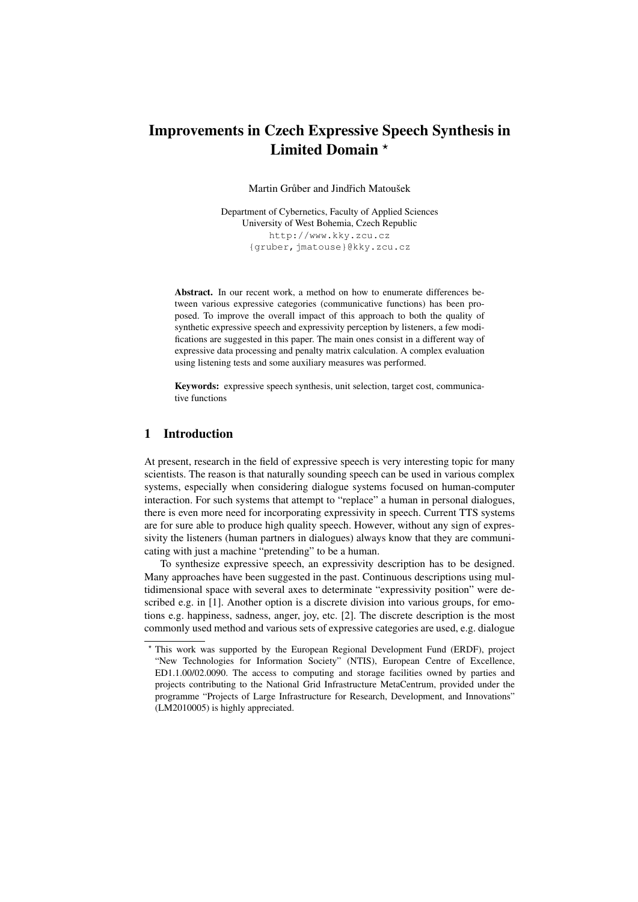# Improvements in Czech Expressive Speech Synthesis in Limited Domain *

Martin Grůber and Jindřich Matoušek

Department of Cybernetics, Faculty of Applied Sciences
University of West Bohemia, Czech Republic
http://www.kky.zcu.cz
{gruber,jmatouse}@kky.zcu.cz

**Abstract.** In our recent work, a method on how to enumerate differences between various expressive categories (communicative functions) has been proposed. To improve the overall impact of this approach to both the quality of synthetic expressive speech and expressivity perception by listeners, a few modifications are suggested in this paper. The main ones consist in a different way of expressive data processing and penalty matrix calculation. A complex evaluation using listening tests and some auxiliary measures was performed.

**Keywords:** expressive speech synthesis, unit selection, target cost, communicative functions

## 1 Introduction

At present, research in the field of expressive speech is very interesting topic for many scientists. The reason is that naturally sounding speech can be used in various complex systems, especially when considering dialogue systems focused on human-computer interaction. For such systems that attempt to "replace" a human in personal dialogues, there is even more need for incorporating expressivity in speech. Current TTS systems are for sure able to produce high quality speech. However, without any sign of expressivity the listeners (human partners in dialogues) always know that they are communicating with just a machine "pretending" to be a human.

To synthesize expressive speech, an expressivity description has to be designed. Many approaches have been suggested in the past. Continuous descriptions using multidimensional space with several axes to determinate "expressivity position" were described e.g. in [1]. Another option is a discrete division into various groups, for emotions e.g. happiness, sadness, anger, joy, etc. [2]. The discrete description is the most commonly used method and various sets of expressive categories are used, e.g. dialogue

* This work was supported by the European Regional Development Fund (ERDF), project "New Technologies for Information Society" (NTIS), European Centre of Excellence, ED1.1.00/02.0090. The access to computing and storage facilities owned by parties and projects contributing to the National Grid Infrastructure MetaCentrum, provided under the programme "Projects of Large Infrastructure for Research, Development, and Innovations" (LM2010005) is highly appreciated.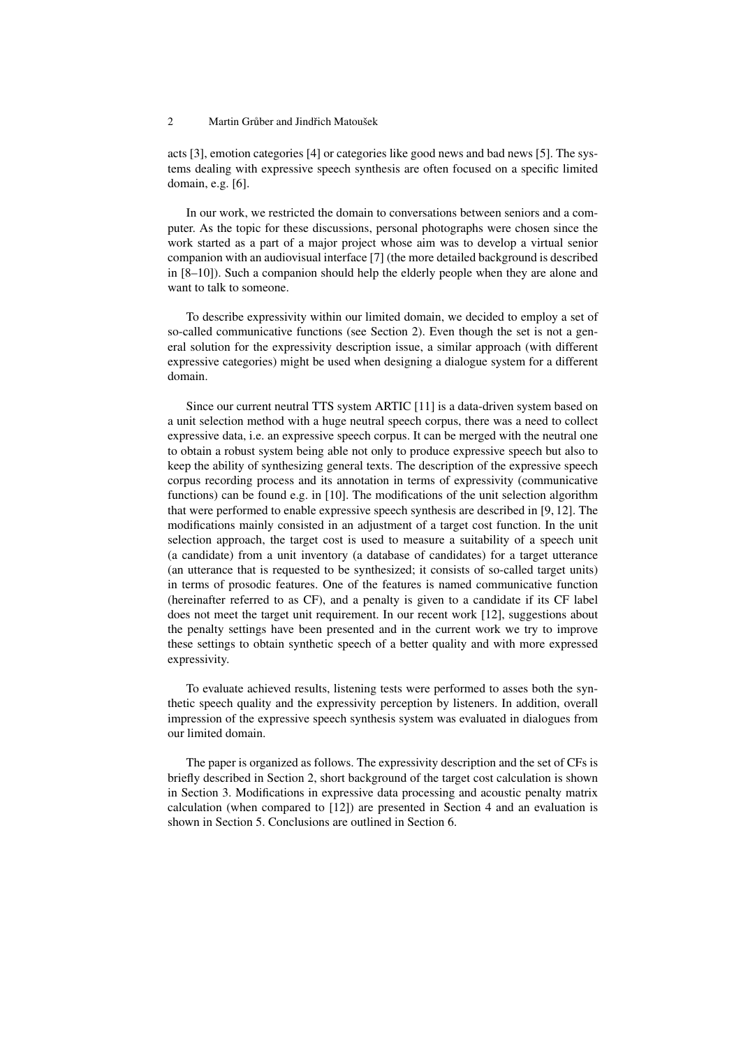acts [3], emotion categories [4] or categories like good news and bad news [5]. The systems dealing with expressive speech synthesis are often focused on a specific limited domain, e.g. [6].

In our work, we restricted the domain to conversations between seniors and a computer. As the topic for these discussions, personal photographs were chosen since the work started as a part of a major project whose aim was to develop a virtual senior companion with an audiovisual interface [7] (the more detailed background is described in [8–10]). Such a companion should help the elderly people when they are alone and want to talk to someone.

To describe expressivity within our limited domain, we decided to employ a set of so-called communicative functions (see Section 2). Even though the set is not a general solution for the expressivity description issue, a similar approach (with different expressive categories) might be used when designing a dialogue system for a different domain.

Since our current neutral TTS system ARTIC [11] is a data-driven system based on a unit selection method with a huge neutral speech corpus, there was a need to collect expressive data, i.e. an expressive speech corpus. It can be merged with the neutral one to obtain a robust system being able not only to produce expressive speech but also to keep the ability of synthesizing general texts. The description of the expressive speech corpus recording process and its annotation in terms of expressivity (communicative functions) can be found e.g. in [10]. The modifications of the unit selection algorithm that were performed to enable expressive speech synthesis are described in [9, 12]. The modifications mainly consisted in an adjustment of a target cost function. In the unit selection approach, the target cost is used to measure a suitability of a speech unit (a candidate) from a unit inventory (a database of candidates) for a target utterance (an utterance that is requested to be synthesized; it consists of so-called target units) in terms of prosodic features. One of the features is named communicative function (hereinafter referred to as CF), and a penalty is given to a candidate if its CF label does not meet the target unit requirement. In our recent work [12], suggestions about the penalty settings have been presented and in the current work we try to improve these settings to obtain synthetic speech of a better quality and with more expressed expressivity.

To evaluate achieved results, listening tests were performed to asses both the synthetic speech quality and the expressivity perception by listeners. In addition, overall impression of the expressive speech synthesis system was evaluated in dialogues from our limited domain.

The paper is organized as follows. The expressivity description and the set of CFs is briefly described in Section 2, short background of the target cost calculation is shown in Section 3. Modifications in expressive data processing and acoustic penalty matrix calculation (when compared to [12]) are presented in Section 4 and an evaluation is shown in Section 5. Conclusions are outlined in Section 6.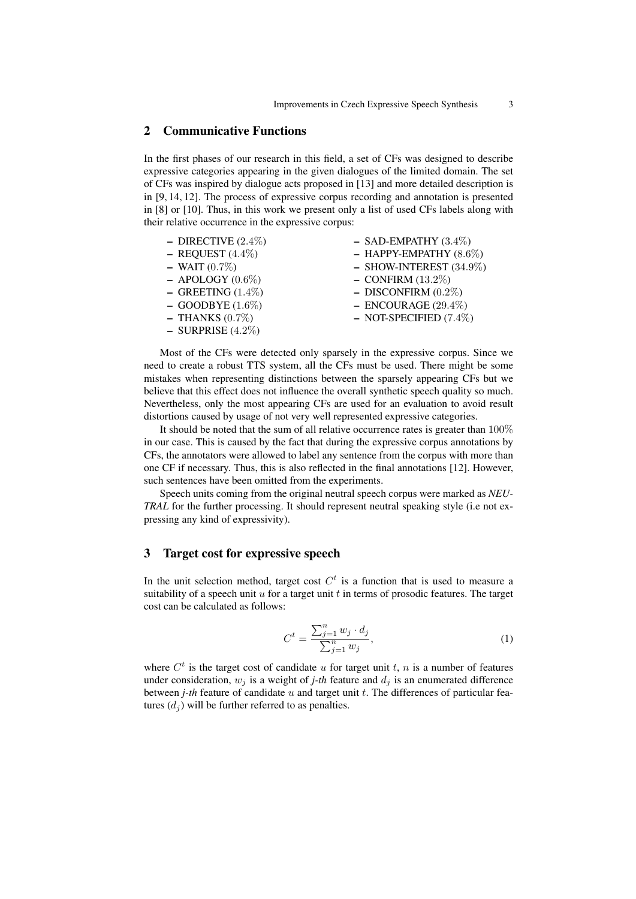## 2 Communicative Functions

In the first phases of our research in this field, a set of CFs was designed to describe expressive categories appearing in the given dialogues of the limited domain. The set of CFs was inspired by dialogue acts proposed in [13] and more detailed description is in [9, 14, 12]. The process of expressive corpus recording and annotation is presented in [8] or [10]. Thus, in this work we present only a list of used CFs labels along with their relative occurrence in the expressive corpus:

- DIRECTIVE (2.4%)
- REQUEST (4.4%)
- WAIT (0.7%)
- APOLOGY (0.6%)
- GREETING (1.4%)
- GOODBYE (1.6%)
- THANKS (0.7%)
- SURPRISE (4.2%)
- SAD-EMPATHY (3.4%)
- HAPPY-EMPATHY (8.6%)
- SHOW-INTEREST (34.9%)
- CONFIRM (13.2%)
- DISCONFIRM (0.2%)
- ENCOURAGE (29.4%)
- NOT-SPECIFIED (7.4%)

Most of the CFs were detected only sparsely in the expressive corpus. Since we need to create a robust TTS system, all the CFs must be used. There might be some mistakes when representing distinctions between the sparsely appearing CFs but we believe that this effect does not influence the overall synthetic speech quality so much. Nevertheless, only the most appearing CFs are used for an evaluation to avoid result distortions caused by usage of not very well represented expressive categories.

It should be noted that the sum of all relative occurrence rates is greater than 100% in our case. This is caused by the fact that during the expressive corpus annotations by CFs, the annotators were allowed to label any sentence from the corpus with more than one CF if necessary. Thus, this is also reflected in the final annotations [12]. However, such sentences have been omitted from the experiments.

Speech units coming from the original neutral speech corpus were marked as *NEUTRAL* for the further processing. It should represent neutral speaking style (i.e not expressing any kind of expressivity).

## 3 Target cost for expressive speech

In the unit selection method, target cost $C^t$ is a function that is used to measure a suitability of a speech unit $u$ for a target unit $t$ in terms of prosodic features. The target cost can be calculated as follows:

$$C^t = \frac{\sum_{j=1}^{n} w_j \cdot d_j}{\sum_{j=1}^{n} w_j}, \tag{1}$$

where $C^t$ is the target cost of candidate $u$ for target unit $t$, $n$ is a number of features under consideration, $w_j$ is a weight of *j-th* feature and $d_j$ is an enumerated difference between *j-th* feature of candidate $u$ and target unit $t$. The differences of particular features ($d_j$) will be further referred to as penalties.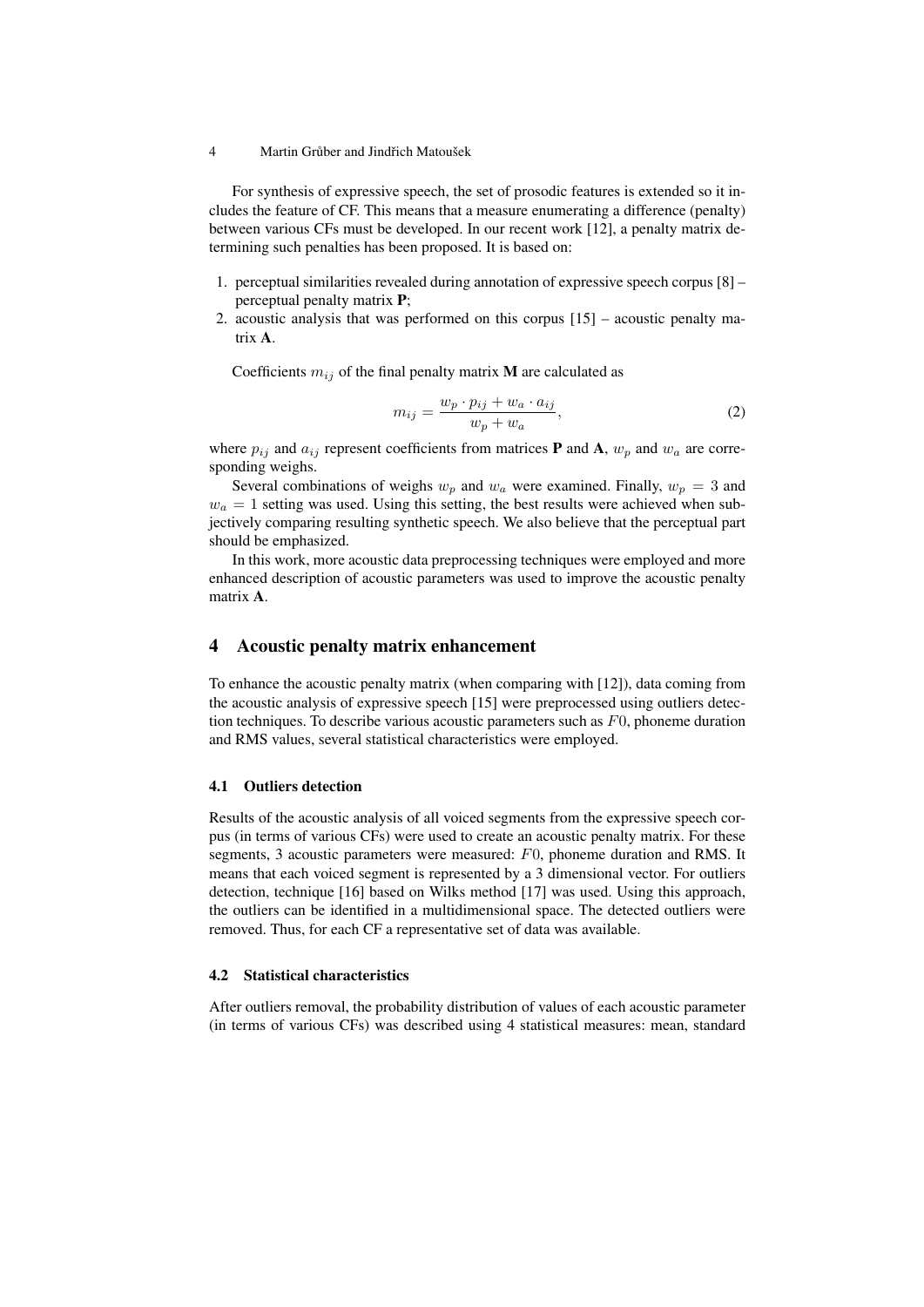For synthesis of expressive speech, the set of prosodic features is extended so it includes the feature of CF. This means that a measure enumerating a difference (penalty) between various CFs must be developed. In our recent work [12], a penalty matrix determining such penalties has been proposed. It is based on:

1. perceptual similarities revealed during annotation of expressive speech corpus [8] – perceptual penalty matrix **P**;
2. acoustic analysis that was performed on this corpus [15] – acoustic penalty matrix **A**.

Coefficients $m_{ij}$ of the final penalty matrix **M** are calculated as

$$m_{ij} = \frac{w_p \cdot p_{ij} + w_a \cdot a_{ij}}{w_p + w_a}, \tag{2}$$

where $p_{ij}$ and $a_{ij}$ represent coefficients from matrices **P** and **A**, $w_p$ and $w_a$ are corresponding weighs.

Several combinations of weighs $w_p$ and $w_a$ were examined. Finally, $w_p = 3$ and $w_a = 1$ setting was used. Using this setting, the best results were achieved when subjectively comparing resulting synthetic speech. We also believe that the perceptual part should be emphasized.

In this work, more acoustic data preprocessing techniques were employed and more enhanced description of acoustic parameters was used to improve the acoustic penalty matrix **A**.

## 4 Acoustic penalty matrix enhancement

To enhance the acoustic penalty matrix (when comparing with [12]), data coming from the acoustic analysis of expressive speech [15] were preprocessed using outliers detection techniques. To describe various acoustic parameters such as $F0$, phoneme duration and RMS values, several statistical characteristics were employed.

### 4.1 Outliers detection

Results of the acoustic analysis of all voiced segments from the expressive speech corpus (in terms of various CFs) were used to create an acoustic penalty matrix. For these segments, 3 acoustic parameters were measured: $F0$, phoneme duration and RMS. It means that each voiced segment is represented by a 3 dimensional vector. For outliers detection, technique [16] based on Wilks method [17] was used. Using this approach, the outliers can be identified in a multidimensional space. The detected outliers were removed. Thus, for each CF a representative set of data was available.

### 4.2 Statistical characteristics

After outliers removal, the probability distribution of values of each acoustic parameter (in terms of various CFs) was described using 4 statistical measures: mean, standard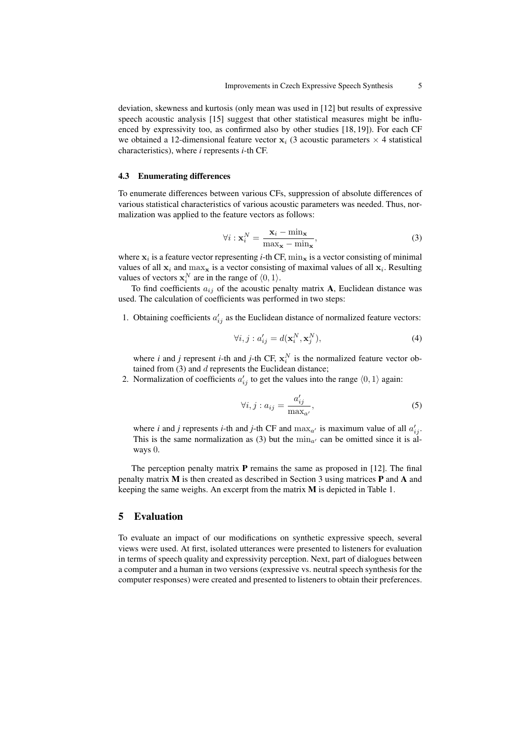deviation, skewness and kurtosis (only mean was used in [12] but results of expressive speech acoustic analysis [15] suggest that other statistical measures might be influenced by expressivity too, as confirmed also by other studies [18, 19]). For each CF we obtained a 12-dimensional feature vector $\mathbf{x}_i$ (3 acoustic parameters $\times$ 4 statistical characteristics), where *i* represents *i*-th CF.

### 4.3 Enumerating differences

To enumerate differences between various CFs, suppression of absolute differences of various statistical characteristics of various acoustic parameters was needed. Thus, normalization was applied to the feature vectors as follows:

$$\forall i : \mathbf{x}_i^N = \frac{\mathbf{x}_i - \min_{\mathbf{x}}}{\max_{\mathbf{x}} - \min_{\mathbf{x}}}, \tag{3}$$

where $\mathbf{x}_i$ is a feature vector representing *i*-th CF, $\min_{\mathbf{x}}$ is a vector consisting of minimal values of all $\mathbf{x}_i$ and $\max_{\mathbf{x}}$ is a vector consisting of maximal values of all $\mathbf{x}_i$. Resulting values of vectors $\mathbf{x}_i^N$ are in the range of $\langle 0, 1 \rangle$.

To find coefficients $a_{ij}$ of the acoustic penalty matrix **A**, Euclidean distance was used. The calculation of coefficients was performed in two steps:

1. Obtaining coefficients $a'_{ij}$ as the Euclidean distance of normalized feature vectors:

$$\forall i, j : a'_{ij} = d(\mathbf{x}_i^N, \mathbf{x}_j^N), \tag{4}$$

   where *i* and *j* represent *i*-th and *j*-th CF, $\mathbf{x}_i^N$ is the normalized feature vector obtained from (3) and $d$ represents the Euclidean distance;

2. Normalization of coefficients $a'_{ij}$ to get the values into the range $\langle 0, 1 \rangle$ again:

$$\forall i, j : a_{ij} = \frac{a'_{ij}}{\max_{a'}}, \tag{5}$$

   where *i* and *j* represents *i*-th and *j*-th CF and $\max_{a'}$ is maximum value of all $a'_{ij}$. This is the same normalization as (3) but the $\min_{a'}$ can be omitted since it is always $0$.

The perception penalty matrix **P** remains the same as proposed in [12]. The final penalty matrix **M** is then created as described in Section 3 using matrices **P** and **A** and keeping the same weighs. An excerpt from the matrix **M** is depicted in Table 1.

## 5 Evaluation

To evaluate an impact of our modifications on synthetic expressive speech, several views were used. At first, isolated utterances were presented to listeners for evaluation in terms of speech quality and expressivity perception. Next, part of dialogues between a computer and a human in two versions (expressive vs. neutral speech synthesis for the computer responses) were created and presented to listeners to obtain their preferences.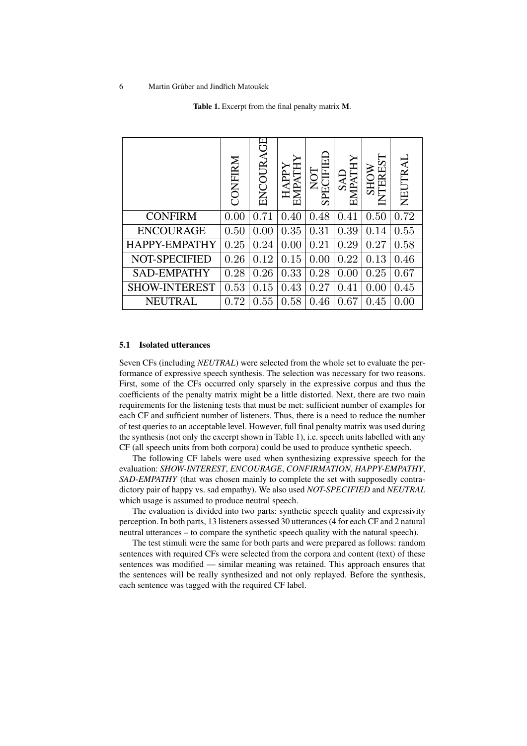**Table 1.** Excerpt from the final penalty matrix **M**.

| | CONFIRM | ENCOURAGE | HAPPY EMPATHY | NOT SPECIFIED | SAD EMPATHY | SHOW INTEREST | NEUTRAL |
|---|---|---|---|---|---|---|---|
| CONFIRM | 0.00 | 0.71 | 0.40 | 0.48 | 0.41 | 0.50 | 0.72 |
| ENCOURAGE | 0.50 | 0.00 | 0.35 | 0.31 | 0.39 | 0.14 | 0.55 |
| HAPPY-EMPATHY | 0.25 | 0.24 | 0.00 | 0.21 | 0.29 | 0.27 | 0.58 |
| NOT-SPECIFIED | 0.26 | 0.12 | 0.15 | 0.00 | 0.22 | 0.13 | 0.46 |
| SAD-EMPATHY | 0.28 | 0.26 | 0.33 | 0.28 | 0.00 | 0.25 | 0.67 |
| SHOW-INTEREST | 0.53 | 0.15 | 0.43 | 0.27 | 0.41 | 0.00 | 0.45 |
| NEUTRAL | 0.72 | 0.55 | 0.58 | 0.46 | 0.67 | 0.45 | 0.00 |

### 5.1 Isolated utterances

Seven CFs (including *NEUTRAL*) were selected from the whole set to evaluate the performance of expressive speech synthesis. The selection was necessary for two reasons. First, some of the CFs occurred only sparsely in the expressive corpus and thus the coefficients of the penalty matrix might be a little distorted. Next, there are two main requirements for the listening tests that must be met: sufficient number of examples for each CF and sufficient number of listeners. Thus, there is a need to reduce the number of test queries to an acceptable level. However, full final penalty matrix was used during the synthesis (not only the excerpt shown in Table 1), i.e. speech units labelled with any CF (all speech units from both corpora) could be used to produce synthetic speech.

The following CF labels were used when synthesizing expressive speech for the evaluation: *SHOW-INTEREST*, *ENCOURAGE*, *CONFIRMATION*, *HAPPY-EMPATHY*, *SAD-EMPATHY* (that was chosen mainly to complete the set with supposedly contradictory pair of happy vs. sad empathy). We also used *NOT-SPECIFIED* and *NEUTRAL* which usage is assumed to produce neutral speech.

The evaluation is divided into two parts: synthetic speech quality and expressivity perception. In both parts, 13 listeners assessed 30 utterances (4 for each CF and 2 natural neutral utterances – to compare the synthetic speech quality with the natural speech).

The test stimuli were the same for both parts and were prepared as follows: random sentences with required CFs were selected from the corpora and content (text) of these sentences was modified — similar meaning was retained. This approach ensures that the sentences will be really synthesized and not only replayed. Before the synthesis, each sentence was tagged with the required CF label.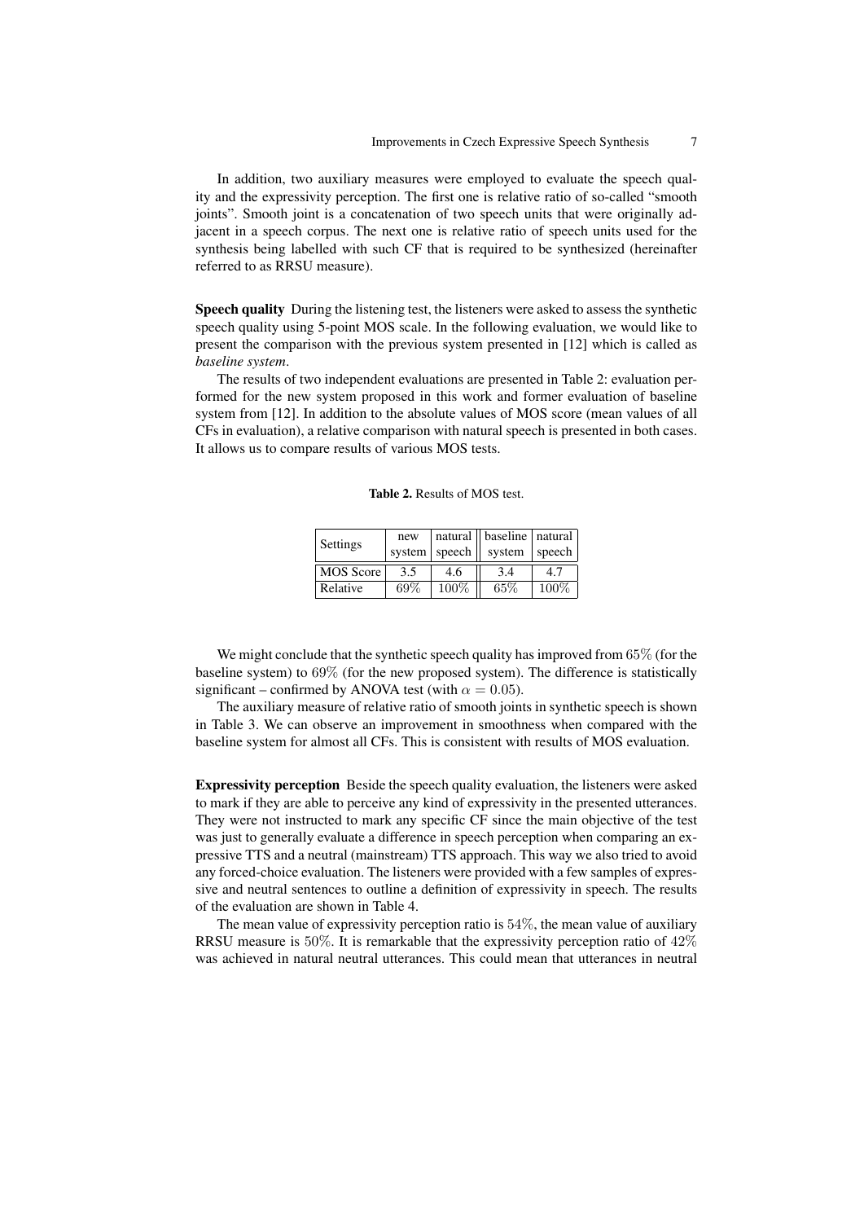In addition, two auxiliary measures were employed to evaluate the speech quality and the expressivity perception. The first one is relative ratio of so-called "smooth joints". Smooth joint is a concatenation of two speech units that were originally adjacent in a speech corpus. The next one is relative ratio of speech units used for the synthesis being labelled with such CF that is required to be synthesized (hereinafter referred to as RRSU measure).

**Speech quality** During the listening test, the listeners were asked to assess the synthetic speech quality using 5-point MOS scale. In the following evaluation, we would like to present the comparison with the previous system presented in [12] which is called as *baseline system*.

The results of two independent evaluations are presented in Table 2: evaluation performed for the new system proposed in this work and former evaluation of baseline system from [12]. In addition to the absolute values of MOS score (mean values of all CFs in evaluation), a relative comparison with natural speech is presented in both cases. It allows us to compare results of various MOS tests.

**Table 2.** Results of MOS test.

| Settings | new system | natural speech | baseline system | natural speech |
|---|---|---|---|---|
| MOS Score | 3.5 | 4.6 | 3.4 | 4.7 |
| Relative | 69% | 100% | 65% | 100% |

We might conclude that the synthetic speech quality has improved from 65% (for the baseline system) to 69% (for the new proposed system). The difference is statistically significant – confirmed by ANOVA test (with $\alpha = 0.05$).

The auxiliary measure of relative ratio of smooth joints in synthetic speech is shown in Table 3. We can observe an improvement in smoothness when compared with the baseline system for almost all CFs. This is consistent with results of MOS evaluation.

**Expressivity perception** Beside the speech quality evaluation, the listeners were asked to mark if they are able to perceive any kind of expressivity in the presented utterances. They were not instructed to mark any specific CF since the main objective of the test was just to generally evaluate a difference in speech perception when comparing an expressive TTS and a neutral (mainstream) TTS approach. This way we also tried to avoid any forced-choice evaluation. The listeners were provided with a few samples of expressive and neutral sentences to outline a definition of expressivity in speech. The results of the evaluation are shown in Table 4.

The mean value of expressivity perception ratio is 54%, the mean value of auxiliary RRSU measure is 50%. It is remarkable that the expressivity perception ratio of 42% was achieved in natural neutral utterances. This could mean that utterances in neutral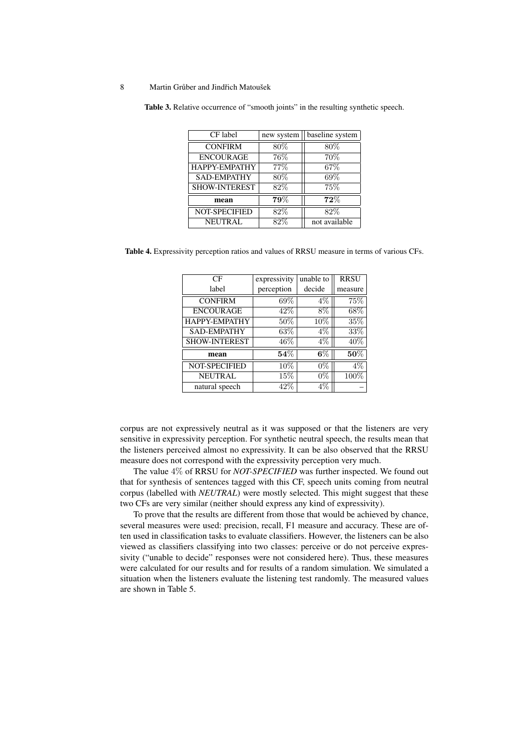**Table 3.** Relative occurrence of "smooth joints" in the resulting synthetic speech.

| CF label | new system | baseline system |
|---|---|---|
| CONFIRM | 80% | 80% |
| ENCOURAGE | 76% | 70% |
| HAPPY-EMPATHY | 77% | 67% |
| SAD-EMPATHY | 80% | 69% |
| SHOW-INTEREST | 82% | 75% |
| **mean** | **79%** | **72%** |
| NOT-SPECIFIED | 82% | 82% |
| NEUTRAL | 82% | not available |

**Table 4.** Expressivity perception ratios and values of RRSU measure in terms of various CFs.

| CF label | expressivity perception | unable to decide | RRSU measure |
|---|---|---|---|
| CONFIRM | 69% | 4% | 75% |
| ENCOURAGE | 42% | 8% | 68% |
| HAPPY-EMPATHY | 50% | 10% | 35% |
| SAD-EMPATHY | 63% | 4% | 33% |
| SHOW-INTEREST | 46% | 4% | 40% |
| **mean** | **54%** | **6%** | **50%** |
| NOT-SPECIFIED | 10% | 0% | 4% |
| NEUTRAL | 15% | 0% | 100% |
| natural speech | 42% | 4% | – |

corpus are not expressively neutral as it was supposed or that the listeners are very sensitive in expressivity perception. For synthetic neutral speech, the results mean that the listeners perceived almost no expressivity. It can be also observed that the RRSU measure does not correspond with the expressivity perception very much.

The value 4% of RRSU for *NOT-SPECIFIED* was further inspected. We found out that for synthesis of sentences tagged with this CF, speech units coming from neutral corpus (labelled with *NEUTRAL*) were mostly selected. This might suggest that these two CFs are very similar (neither should express any kind of expressivity).

To prove that the results are different from those that would be achieved by chance, several measures were used: precision, recall, F1 measure and accuracy. These are often used in classification tasks to evaluate classifiers. However, the listeners can be also viewed as classifiers classifying into two classes: perceive or do not perceive expressivity ("unable to decide" responses were not considered here). Thus, these measures were calculated for our results and for results of a random simulation. We simulated a situation when the listeners evaluate the listening test randomly. The measured values are shown in Table 5.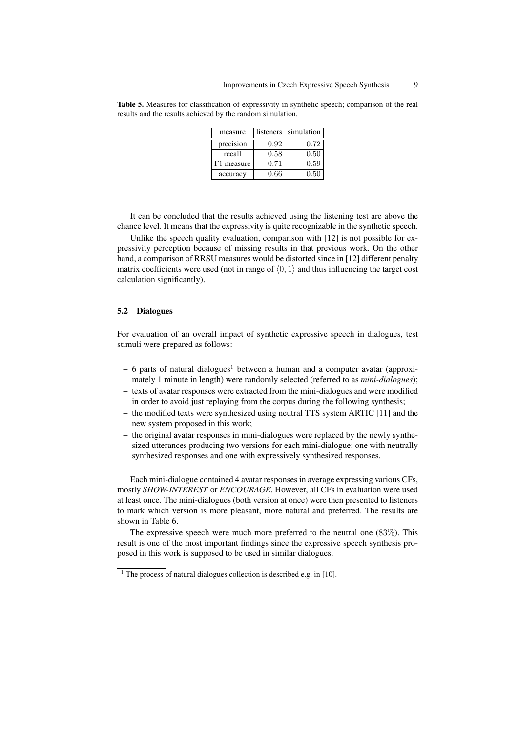**Table 5.** Measures for classification of expressivity in synthetic speech; comparison of the real results and the results achieved by the random simulation.

| measure | listeners | simulation |
|---|---|---|
| precision | 0.92 | 0.72 |
| recall | 0.58 | 0.50 |
| F1 measure | 0.71 | 0.59 |
| accuracy | 0.66 | 0.50 |

It can be concluded that the results achieved using the listening test are above the chance level. It means that the expressivity is quite recognizable in the synthetic speech.

Unlike the speech quality evaluation, comparison with [12] is not possible for expressivity perception because of missing results in that previous work. On the other hand, a comparison of RRSU measures would be distorted since in [12] different penalty matrix coefficients were used (not in range of $\langle 0, 1\rangle$ and thus influencing the target cost calculation significantly).

### 5.2 Dialogues

For evaluation of an overall impact of synthetic expressive speech in dialogues, test stimuli were prepared as follows:

- 6 parts of natural dialogues[1] between a human and a computer avatar (approximately 1 minute in length) were randomly selected (referred to as *mini-dialogues*);
- texts of avatar responses were extracted from the mini-dialogues and were modified in order to avoid just replaying from the corpus during the following synthesis;
- the modified texts were synthesized using neutral TTS system ARTIC [11] and the new system proposed in this work;
- the original avatar responses in mini-dialogues were replaced by the newly synthesized utterances producing two versions for each mini-dialogue: one with neutrally synthesized responses and one with expressively synthesized responses.

Each mini-dialogue contained 4 avatar responses in average expressing various CFs, mostly ***SHOW-INTEREST*** or ***ENCOURAGE***. However, all CFs in evaluation were used at least once. The mini-dialogues (both version at once) were then presented to listeners to mark which version is more pleasant, more natural and preferred. The results are shown in Table 6.

The expressive speech were much more preferred to the neutral one ($83\%$). This result is one of the most important findings since the expressive speech synthesis proposed in this work is supposed to be used in similar dialogues.

[1] The process of natural dialogues collection is described e.g. in [10].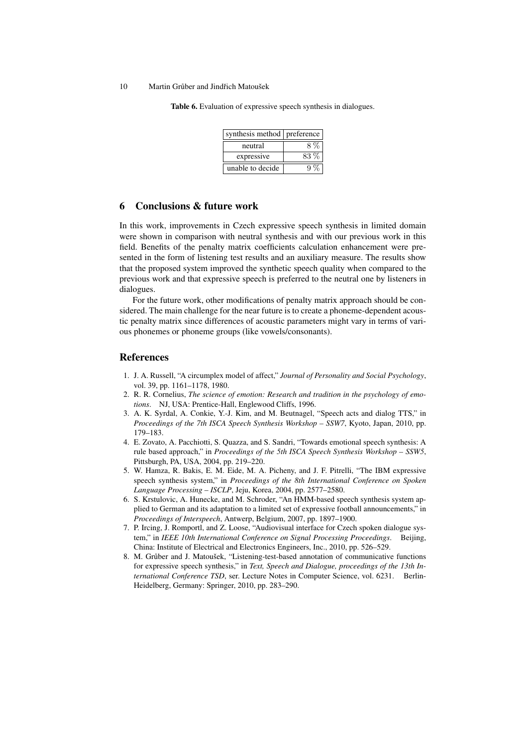**Table 6.** Evaluation of expressive speech synthesis in dialogues.

| synthesis method | preference |
|---|---|
| neutral | 8 % |
| expressive | 83 % |
| unable to decide | 9 % |

## 6 Conclusions & future work

In this work, improvements in Czech expressive speech synthesis in limited domain were shown in comparison with neutral synthesis and with our previous work in this field. Benefits of the penalty matrix coefficients calculation enhancement were presented in the form of listening test results and an auxiliary measure. The results show that the proposed system improved the synthetic speech quality when compared to the previous work and that expressive speech is preferred to the neutral one by listeners in dialogues.

For the future work, other modifications of penalty matrix approach should be considered. The main challenge for the near future is to create a phoneme-dependent acoustic penalty matrix since differences of acoustic parameters might vary in terms of various phonemes or phoneme groups (like vowels/consonants).

## References

1. J. A. Russell, "A circumplex model of affect," *Journal of Personality and Social Psychology*, vol. 39, pp. 1161–1178, 1980.
2. R. R. Cornelius, *The science of emotion: Research and tradition in the psychology of emotions*. NJ, USA: Prentice-Hall, Englewood Cliffs, 1996.
3. A. K. Syrdal, A. Conkie, Y.-J. Kim, and M. Beutnagel, "Speech acts and dialog TTS," in *Proceedings of the 7th ISCA Speech Synthesis Workshop – SSW7*, Kyoto, Japan, 2010, pp. 179–183.
4. E. Zovato, A. Pacchiotti, S. Quazza, and S. Sandri, "Towards emotional speech synthesis: A rule based approach," in *Proceedings of the 5th ISCA Speech Synthesis Workshop – SSW5*, Pittsburgh, PA, USA, 2004, pp. 219–220.
5. W. Hamza, R. Bakis, E. M. Eide, M. A. Picheny, and J. F. Pitrelli, "The IBM expressive speech synthesis system," in *Proceedings of the 8th International Conference on Spoken Language Processing – ISCLP*, Jeju, Korea, 2004, pp. 2577–2580.
6. S. Krstulovic, A. Hunecke, and M. Schroder, "An HMM-based speech synthesis system applied to German and its adaptation to a limited set of expressive football announcements," in *Proceedings of Interspeech*, Antwerp, Belgium, 2007, pp. 1897–1900.
7. P. Ircing, J. Romportl, and Z. Loose, "Audiovisual interface for Czech spoken dialogue system," in *IEEE 10th International Conference on Signal Processing Proceedings*. Beijing, China: Institute of Electrical and Electronics Engineers, Inc., 2010, pp. 526–529.
8. M. Grůber and J. Matoušek, "Listening-test-based annotation of communicative functions for expressive speech synthesis," in *Text, Speech and Dialogue, proceedings of the 13th International Conference TSD*, ser. Lecture Notes in Computer Science, vol. 6231. Berlin-Heidelberg, Germany: Springer, 2010, pp. 283–290.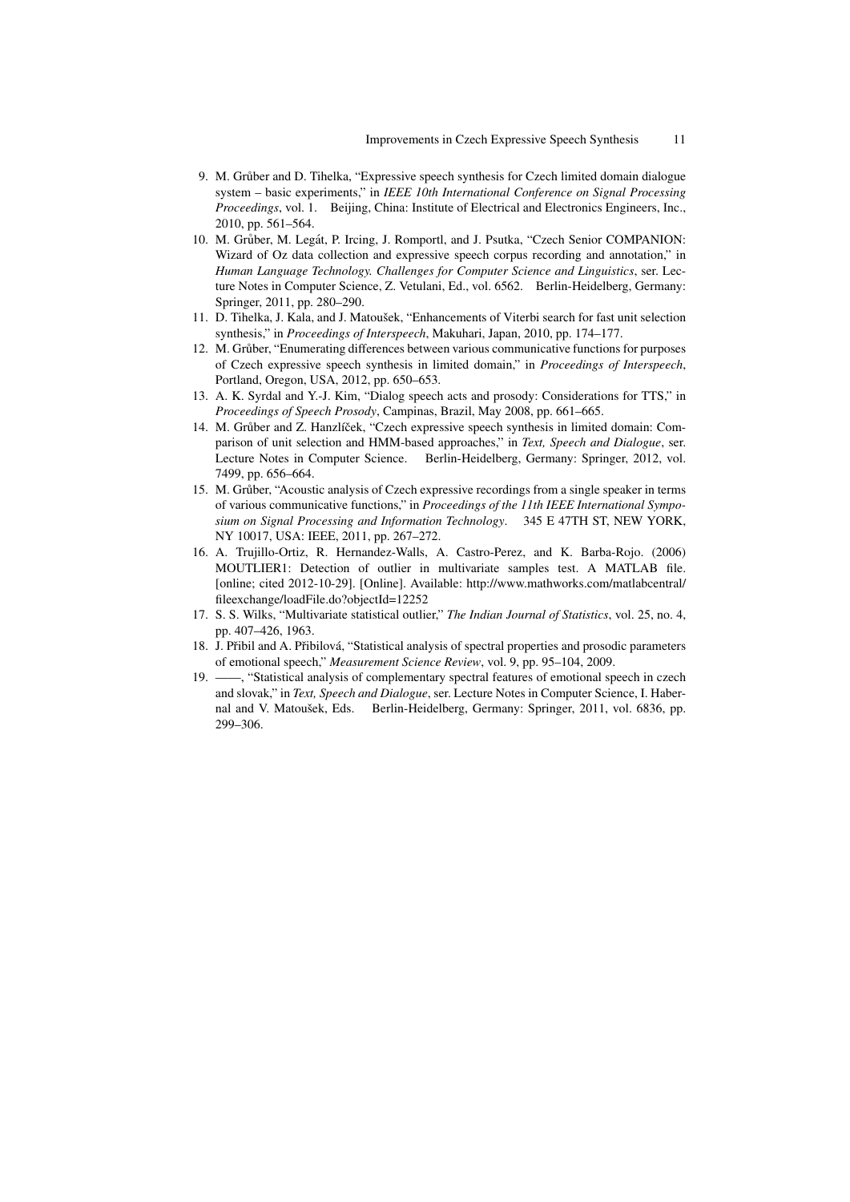9. M. Grůber and D. Tihelka, "Expressive speech synthesis for Czech limited domain dialogue system – basic experiments," in *IEEE 10th International Conference on Signal Processing Proceedings*, vol. 1. Beijing, China: Institute of Electrical and Electronics Engineers, Inc., 2010, pp. 561–564.
10. M. Grůber, M. Legát, P. Ircing, J. Romportl, and J. Psutka, "Czech Senior COMPANION: Wizard of Oz data collection and expressive speech corpus recording and annotation," in *Human Language Technology. Challenges for Computer Science and Linguistics*, ser. Lecture Notes in Computer Science, Z. Vetulani, Ed., vol. 6562. Berlin-Heidelberg, Germany: Springer, 2011, pp. 280–290.
11. D. Tihelka, J. Kala, and J. Matoušek, "Enhancements of Viterbi search for fast unit selection synthesis," in *Proceedings of Interspeech*, Makuhari, Japan, 2010, pp. 174–177.
12. M. Grůber, "Enumerating differences between various communicative functions for purposes of Czech expressive speech synthesis in limited domain," in *Proceedings of Interspeech*, Portland, Oregon, USA, 2012, pp. 650–653.
13. A. K. Syrdal and Y.-J. Kim, "Dialog speech acts and prosody: Considerations for TTS," in *Proceedings of Speech Prosody*, Campinas, Brazil, May 2008, pp. 661–665.
14. M. Grůber and Z. Hanzlíček, "Czech expressive speech synthesis in limited domain: Comparison of unit selection and HMM-based approaches," in *Text, Speech and Dialogue*, ser. Lecture Notes in Computer Science. Berlin-Heidelberg, Germany: Springer, 2012, vol. 7499, pp. 656–664.
15. M. Grůber, "Acoustic analysis of Czech expressive recordings from a single speaker in terms of various communicative functions," in *Proceedings of the 11th IEEE International Symposium on Signal Processing and Information Technology*. 345 E 47TH ST, NEW YORK, NY 10017, USA: IEEE, 2011, pp. 267–272.
16. A. Trujillo-Ortiz, R. Hernandez-Walls, A. Castro-Perez, and K. Barba-Rojo. (2006) MOUTLIER1: Detection of outlier in multivariate samples test. A MATLAB file. [online; cited 2012-10-29]. [Online]. Available: http://www.mathworks.com/matlabcentral/fileexchange/loadFile.do?objectId=12252
17. S. S. Wilks, "Multivariate statistical outlier," *The Indian Journal of Statistics*, vol. 25, no. 4, pp. 407–426, 1963.
18. J. Přibil and A. Přibilová, "Statistical analysis of spectral properties and prosodic parameters of emotional speech," *Measurement Science Review*, vol. 9, pp. 95–104, 2009.
19. ——, "Statistical analysis of complementary spectral features of emotional speech in czech and slovak," in *Text, Speech and Dialogue*, ser. Lecture Notes in Computer Science, I. Habernal and V. Matoušek, Eds. Berlin-Heidelberg, Germany: Springer, 2011, vol. 6836, pp. 299–306.